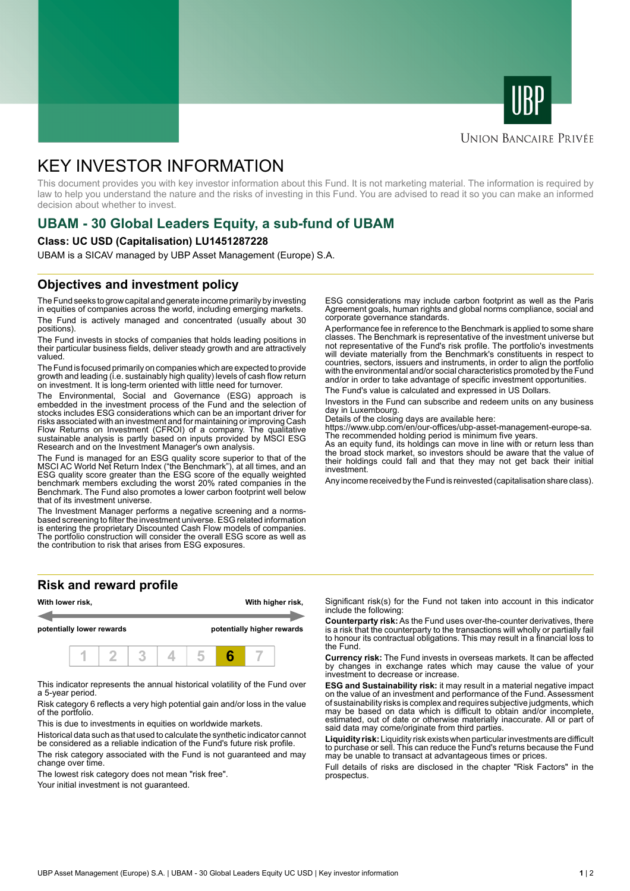UNION BANCAIRE PRIVÉE

# KEY INVESTOR INFORMATION

This document provides you with key investor information about this Fund. It is not marketing material. The information is required by law to help you understand the nature and the risks of investing in this Fund. You are advised to read it so you can make an informed decision about whether to invest.

## UBAM - 30 Global Leaders Equity, a sub-fund of UBAM

**Class: UC USD (Capitalisation) LU1451287228**

UBAM is a SICAV managed by UBP Asset Management (Europe) S.A.

## Objectives and investment policy

The Fund seeks to grow capital and generate income primarily by investing in equities of companies across the world, including emerging markets.

The Fund is actively managed and concentrated (usually about 30 positions).

The Fund invests in stocks of companies that holds leading positions in their particular business fields, deliver steady growth and are attractively valued.

The Fund is focused primarily on companies which are expected to provide growth and leading (i.e. sustainably high quality) levels of cash flow return on investment. It is long-term oriented with little need for turnover.

The Environmental, Social and Governance (ESG) approach is embedded in the investment process of the Fund and the selection of stocks includes ESG considerations which can be an important driver for risks associated with an investment and for maintaining or improving Cash Flow Returns on Investment (CFROI) of a company. The qualitative sustainable analysis is partly based on inputs provided by MSCI ESG Research and on the Investment Manager's own analysis.

The Fund is managed for an ESG quality score superior to that of the MSCI AC World Net Return Index ("the Benchmark"), at all times, and an ESG quality score greater than the ESG score of the equally weighted benchmark members excluding the worst 20% rated companies in the Benchmark. The Fund also promotes a lower carbon footprint well below that of its investment universe.

The Investment Manager performs a negative screening and a norms-based screening to filter the investment universe. ESG related information is entering the proprietary Discounted Cash Flow models of companies. The portfolio construction will consider the overall ESG score as well as the contribution to risk that arises from ESG exposures.

ESG considerations may include carbon footprint as well as the Paris Agreement goals, human rights and global norms compliance, social and corporate governance standards.

A performance fee in reference to the Benchmark is applied to some share classes. The Benchmark is representative of the investment universe but not representative of the Fund's risk profile. The portfolio's investments will deviate materially from the Benchmark's constituents in respect to countries, sectors, issuers and instruments, in order to align the portfolio with the environmental and/or social characteristics promoted by the Fund and/or in order to take advantage of specific investment opportunities.

The Fund's value is calculated and expressed in US Dollars.

Investors in the Fund can subscribe and redeem units on any business day in Luxembourg.

Details of the closing days are available here:
https://www.ubp.com/en/our-offices/ubp-asset-management-europe-sa.

The recommended holding period is minimum five years.

As an equity fund, its holdings can move in line with or return less than the broad stock market, so investors should be aware that the value of their holdings could fall and that they may not get back their initial investment.

Any income received by the Fund is reinvested (capitalisation share class).

## Risk and reward profile

| **With lower risk,** | | | | | | **With higher risk,** |
|---|---|---|---|---|---|---|
| **potentially lower rewards** | | | | | | **potentially higher rewards** |
| 1 | 2 | 3 | 4 | 5 | **6** | 7 |

This indicator represents the annual historical volatility of the Fund over a 5-year period.

Risk category 6 reflects a very high potential gain and/or loss in the value of the portfolio.

This is due to investments in equities on worldwide markets.

Historical data such as that used to calculate the synthetic indicator cannot be considered as a reliable indication of the Fund's future risk profile.

The risk category associated with the Fund is not guaranteed and may change over time.

The lowest risk category does not mean "risk free".

Your initial investment is not guaranteed.

Significant risk(s) for the Fund not taken into account in this indicator include the following:

**Counterparty risk:** As the Fund uses over-the-counter derivatives, there is a risk that the counterparty to the transactions will wholly or partially fail to honour its contractual obligations. This may result in a financial loss to the Fund.

**Currency risk:** The Fund invests in overseas markets. It can be affected by changes in exchange rates which may cause the value of your investment to decrease or increase.

**ESG and Sustainability risk:** it may result in a material negative impact on the value of an investment and performance of the Fund. Assessment of sustainability risks is complex and requires subjective judgments, which may be based on data which is difficult to obtain and/or incomplete, estimated, out of date or otherwise materially inaccurate. All or part of said data may come/originate from third parties.

**Liquidity risk:** Liquidity risk exists when particular investments are difficult to purchase or sell. This can reduce the Fund's returns because the Fund may be unable to transact at advantageous times or prices.

Full details of risks are disclosed in the chapter "Risk Factors" in the prospectus.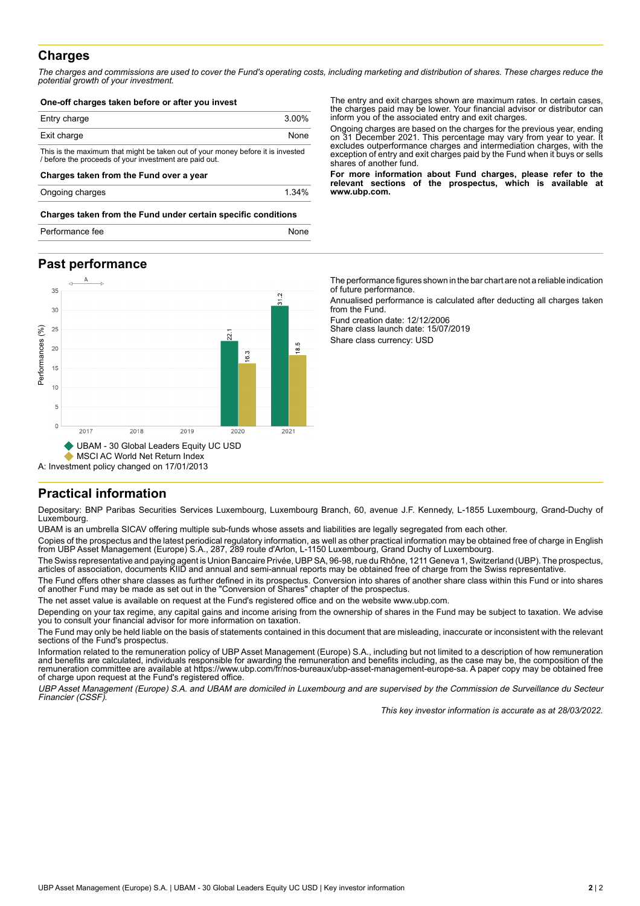## Charges

*The charges and commissions are used to cover the Fund's operating costs, including marketing and distribution of shares. These charges reduce the potential growth of your investment.*

| One-off charges taken before or after you invest | |
|---|---|
| Entry charge | 3.00% |
| Exit charge | None |

This is the maximum that might be taken out of your money before it is invested / before the proceeds of your investment are paid out.

| Charges taken from the Fund over a year | |
|---|---|
| Ongoing charges | 1.34% |

| Charges taken from the Fund under certain specific conditions | |
|---|---|
| Performance fee | None |

The entry and exit charges shown are maximum rates. In certain cases, the charges paid may be lower. Your financial advisor or distributor can inform you of the associated entry and exit charges.

Ongoing charges are based on the charges for the previous year, ending on 31 December 2021. This percentage may vary from year to year. It excludes outperformance charges and intermediation charges, with the exception of entry and exit charges paid by the Fund when it buys or sells shares of another fund.

**For more information about Fund charges, please refer to the relevant sections of the prospectus, which is available at www.ubp.com.**

## Past performance

A

35
30
25
20
15
10
5
0

Performances (%)

22.1
16.3
31.2
18.5

2017
2018
2019
2020
2021

UBAM - 30 Global Leaders Equity UC USD
MSCI AC World Net Return Index

A: Investment policy changed on 17/01/2013

The performance figures shown in the bar chart are not a reliable indication of future performance.

Annualised performance is calculated after deducting all charges taken from the Fund.

Fund creation date: 12/12/2006
Share class launch date: 15/07/2019

Share class currency: USD

## Practical information

Depositary: BNP Paribas Securities Services Luxembourg, Luxembourg Branch, 60, avenue J.F. Kennedy, L-1855 Luxembourg, Grand-Duchy of Luxembourg.

UBAM is an umbrella SICAV offering multiple sub-funds whose assets and liabilities are legally segregated from each other.

Copies of the prospectus and the latest periodical regulatory information, as well as other practical information may be obtained free of charge in English from UBP Asset Management (Europe) S.A., 287, 289 route d'Arlon, L-1150 Luxembourg, Grand Duchy of Luxembourg.

The Swiss representative and paying agent is Union Bancaire Privée, UBP SA, 96-98, rue du Rhône, 1211 Geneva 1, Switzerland (UBP). The prospectus, articles of association, documents KIID and annual and semi-annual reports may be obtained free of charge from the Swiss representative.

The Fund offers other share classes as further defined in its prospectus. Conversion into shares of another share class within this Fund or into shares of another Fund may be made as set out in the "Conversion of Shares" chapter of the prospectus.

The net asset value is available on request at the Fund's registered office and on the website www.ubp.com.

Depending on your tax regime, any capital gains and income arising from the ownership of shares in the Fund may be subject to taxation. We advise you to consult your financial advisor for more information on taxation.

The Fund may only be held liable on the basis of statements contained in this document that are misleading, inaccurate or inconsistent with the relevant sections of the Fund's prospectus.

Information related to the remuneration policy of UBP Asset Management (Europe) S.A., including but not limited to a description of how remuneration and benefits are calculated, individuals responsible for awarding the remuneration and benefits including, as the case may be, the composition of the remuneration committee are available at https://www.ubp.com/fr/nos-bureaux/ubp-asset-management-europe-sa. A paper copy may be obtained free of charge upon request at the Fund's registered office.

*UBP Asset Management (Europe) S.A. and UBAM are domiciled in Luxembourg and are supervised by the Commission de Surveillance du Secteur Financier (CSSF).*

*This key investor information is accurate as at 28/03/2022.*